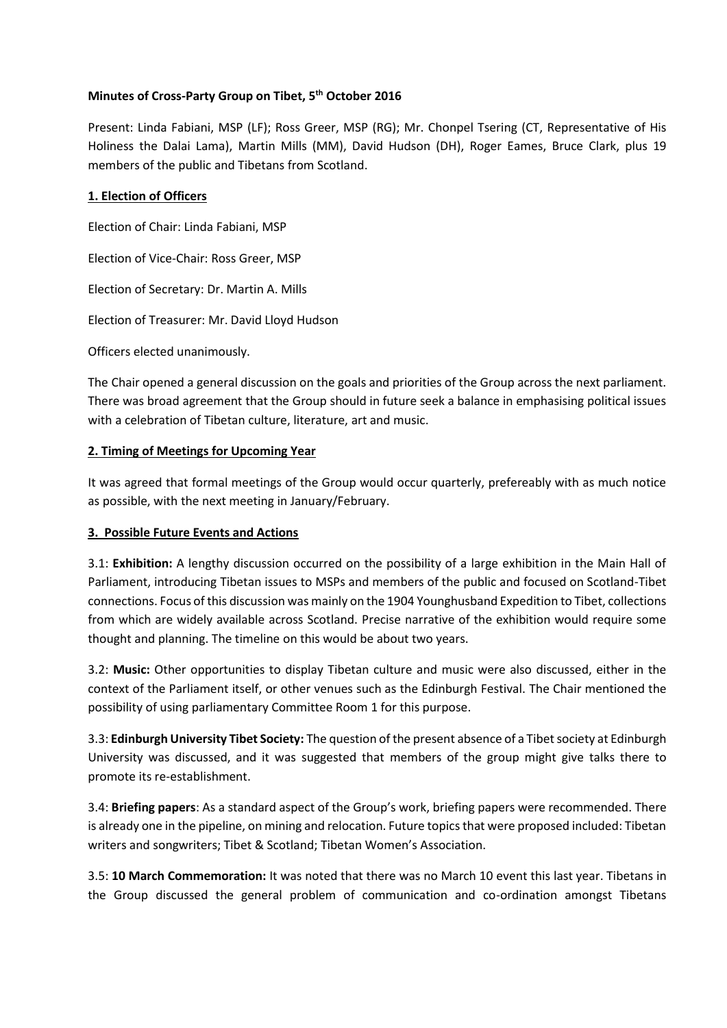**Minutes of Cross-Party Group on Tibet, 5th October 2016**

Present: Linda Fabiani, MSP (LF); Ross Greer, MSP (RG); Mr. Chonpel Tsering (CT, Representative of His Holiness the Dalai Lama), Martin Mills (MM), David Hudson (DH), Roger Eames, Bruce Clark, plus 19 members of the public and Tibetans from Scotland.

**1. Election of Officers**

Election of Chair: Linda Fabiani, MSP

Election of Vice-Chair: Ross Greer, MSP

Election of Secretary: Dr. Martin A. Mills

Election of Treasurer: Mr. David Lloyd Hudson

Officers elected unanimously.

The Chair opened a general discussion on the goals and priorities of the Group across the next parliament. There was broad agreement that the Group should in future seek a balance in emphasising political issues with a celebration of Tibetan culture, literature, art and music.

**2. Timing of Meetings for Upcoming Year**

It was agreed that formal meetings of the Group would occur quarterly, prefereably with as much notice as possible, with the next meeting in January/February.

**3. Possible Future Events and Actions**

3.1: **Exhibition:** A lengthy discussion occurred on the possibility of a large exhibition in the Main Hall of Parliament, introducing Tibetan issues to MSPs and members of the public and focused on Scotland-Tibet connections. Focus of this discussion was mainly on the 1904 Younghusband Expedition to Tibet, collections from which are widely available across Scotland. Precise narrative of the exhibition would require some thought and planning. The timeline on this would be about two years.

3.2: **Music:** Other opportunities to display Tibetan culture and music were also discussed, either in the context of the Parliament itself, or other venues such as the Edinburgh Festival. The Chair mentioned the possibility of using parliamentary Committee Room 1 for this purpose.

3.3: **Edinburgh University Tibet Society:** The question of the present absence of a Tibet society at Edinburgh University was discussed, and it was suggested that members of the group might give talks there to promote its re-establishment.

3.4: **Briefing papers**: As a standard aspect of the Group's work, briefing papers were recommended. There is already one in the pipeline, on mining and relocation. Future topics that were proposed included: Tibetan writers and songwriters; Tibet & Scotland; Tibetan Women's Association.

3.5: **10 March Commemoration:** It was noted that there was no March 10 event this last year. Tibetans in the Group discussed the general problem of communication and co-ordination amongst Tibetans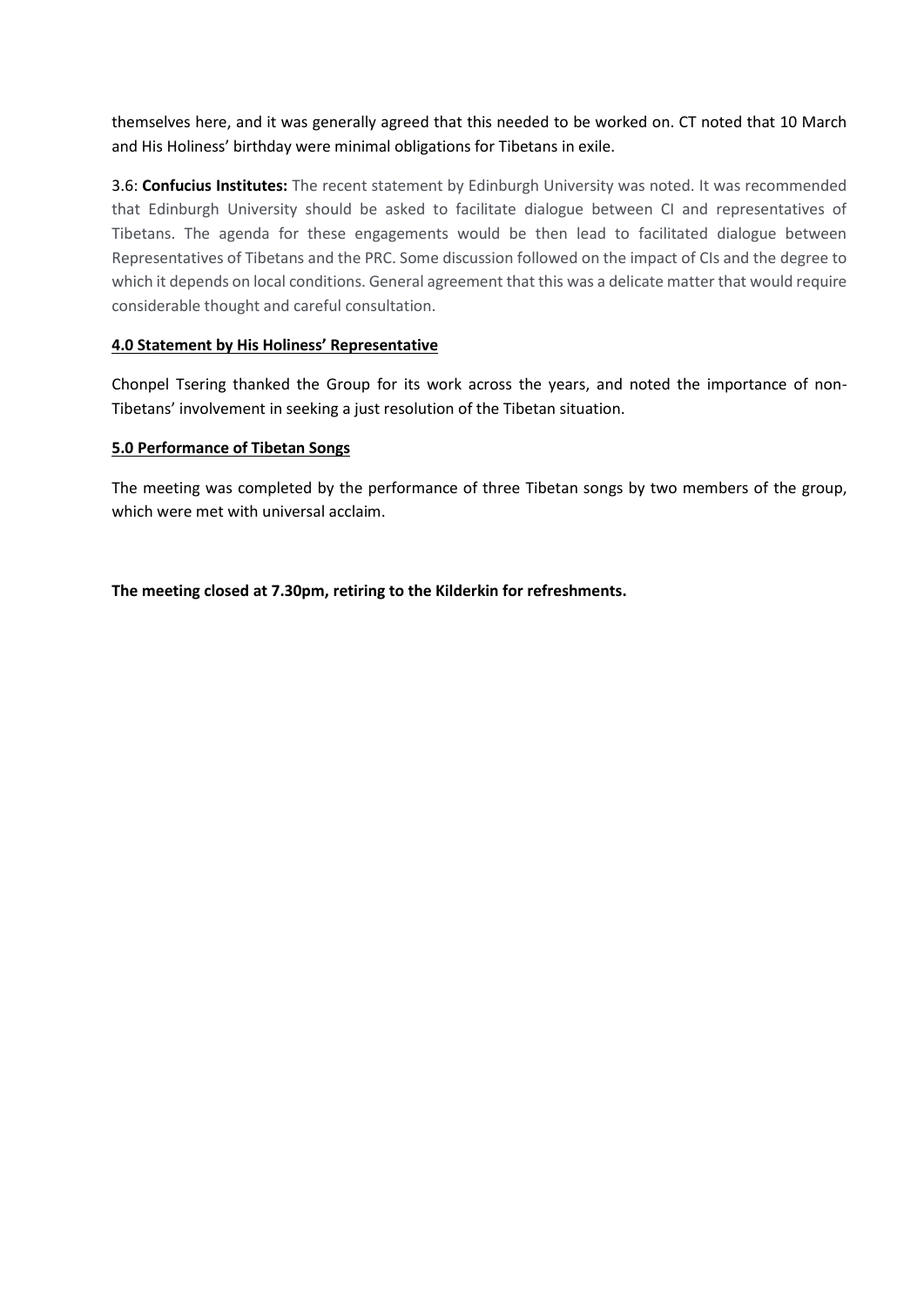themselves here, and it was generally agreed that this needed to be worked on. CT noted that 10 March and His Holiness' birthday were minimal obligations for Tibetans in exile.

3.6: **Confucius Institutes:** The recent statement by Edinburgh University was noted. It was recommended that Edinburgh University should be asked to facilitate dialogue between CI and representatives of Tibetans. The agenda for these engagements would be then lead to facilitated dialogue between Representatives of Tibetans and the PRC. Some discussion followed on the impact of CIs and the degree to which it depends on local conditions. General agreement that this was a delicate matter that would require considerable thought and careful consultation.

**4.0 Statement by His Holiness' Representative**

Chonpel Tsering thanked the Group for its work across the years, and noted the importance of non-Tibetans' involvement in seeking a just resolution of the Tibetan situation.

**5.0 Performance of Tibetan Songs**

The meeting was completed by the performance of three Tibetan songs by two members of the group, which were met with universal acclaim.

**The meeting closed at 7.30pm, retiring to the Kilderkin for refreshments.**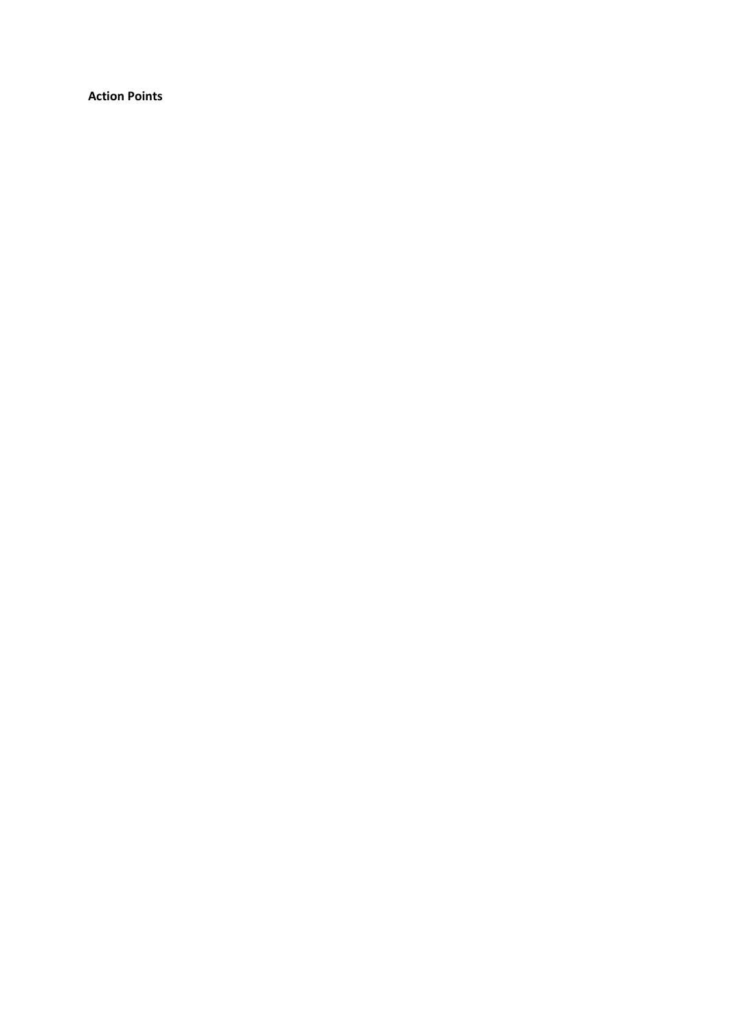**Action Points**